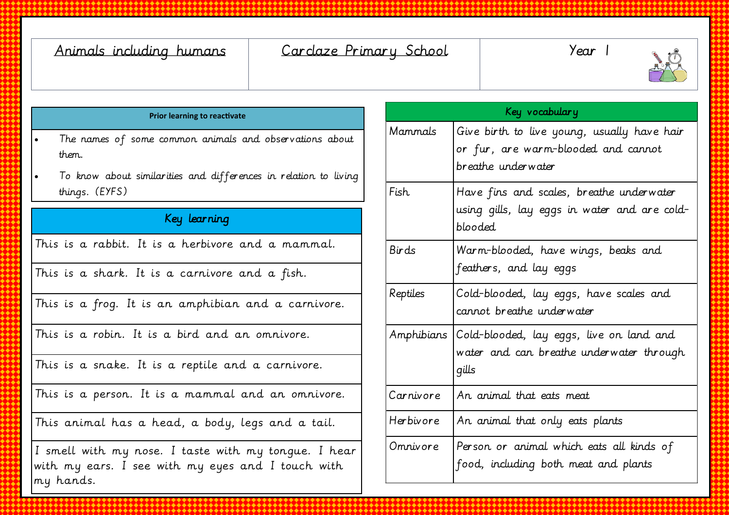| Animals including humans | Carclaze Primary School | Year 1 |
|---|---|---|

**Prior learning to reactivate**

- *The names of some common animals and observations about them.*
- *To know about similarities and differences in relation to living things. (EYFS)*

| Key learning |
|---|
| This is a rabbit. It is a herbivore and a mammal. |
| This is a shark. It is a carnivore and a fish. |
| This is a frog. It is an amphibian and a carnivore. |
| This is a robin. It is a bird and an omnivore. |
| This is a snake. It is a reptile and a carnivore. |
| This is a person. It is a mammal and an omnivore. |
| This animal has a head, a body, legs and a tail. |
| I smell with my nose. I taste with my tongue. I hear with my ears. I see with my eyes and I touch with my hands. |

| Key vocabulary | |
|---|---|
| Mammals | Give birth to live young, usually have hair or fur, are warm-blooded and cannot breathe underwater |
| Fish | Have fins and scales, breathe underwater using gills, lay eggs in water and are cold-blooded |
| Birds | Warm-blooded, have wings, beaks and feathers, and lay eggs |
| Reptiles | Cold-blooded, lay eggs, have scales and cannot breathe underwater |
| Amphibians | Cold-blooded, lay eggs, live on land and water and can breathe underwater through gills |
| Carnivore | An animal that eats meat |
| Herbivore | An animal that only eats plants |
| Omnivore | Person or animal which eats all kinds of food, including both meat and plants |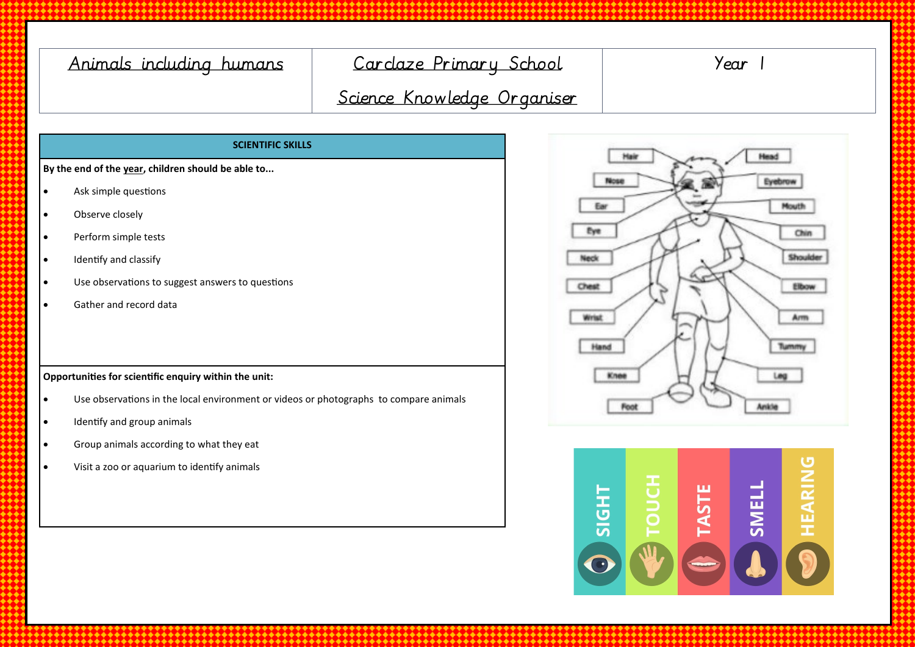| Animals including humans | Carclaze Primary School Science Knowledge Organiser | Year 1 |
|---|---|---|

**SCIENTIFIC SKILLS**

**By the end of the year, children should be able to...**

- Ask simple questions
- Observe closely
- Perform simple tests
- Identify and classify
- Use observations to suggest answers to questions
- Gather and record data

**Opportunities for scientific enquiry within the unit:**

- Use observations in the local environment or videos or photographs to compare animals
- Identify and group animals
- Group animals according to what they eat
- Visit a zoo or aquarium to identify animals

Hair
Head
Nose
Eyebrow
Ear
Mouth
Eye
Chin
Neck
Shoulder
Chest
Elbow
Wrist
Arm
Hand
Tummy
Knee
Leg
Foot
Ankle

SIGHT
TOUCH
TASTE
SMELL
HEARING